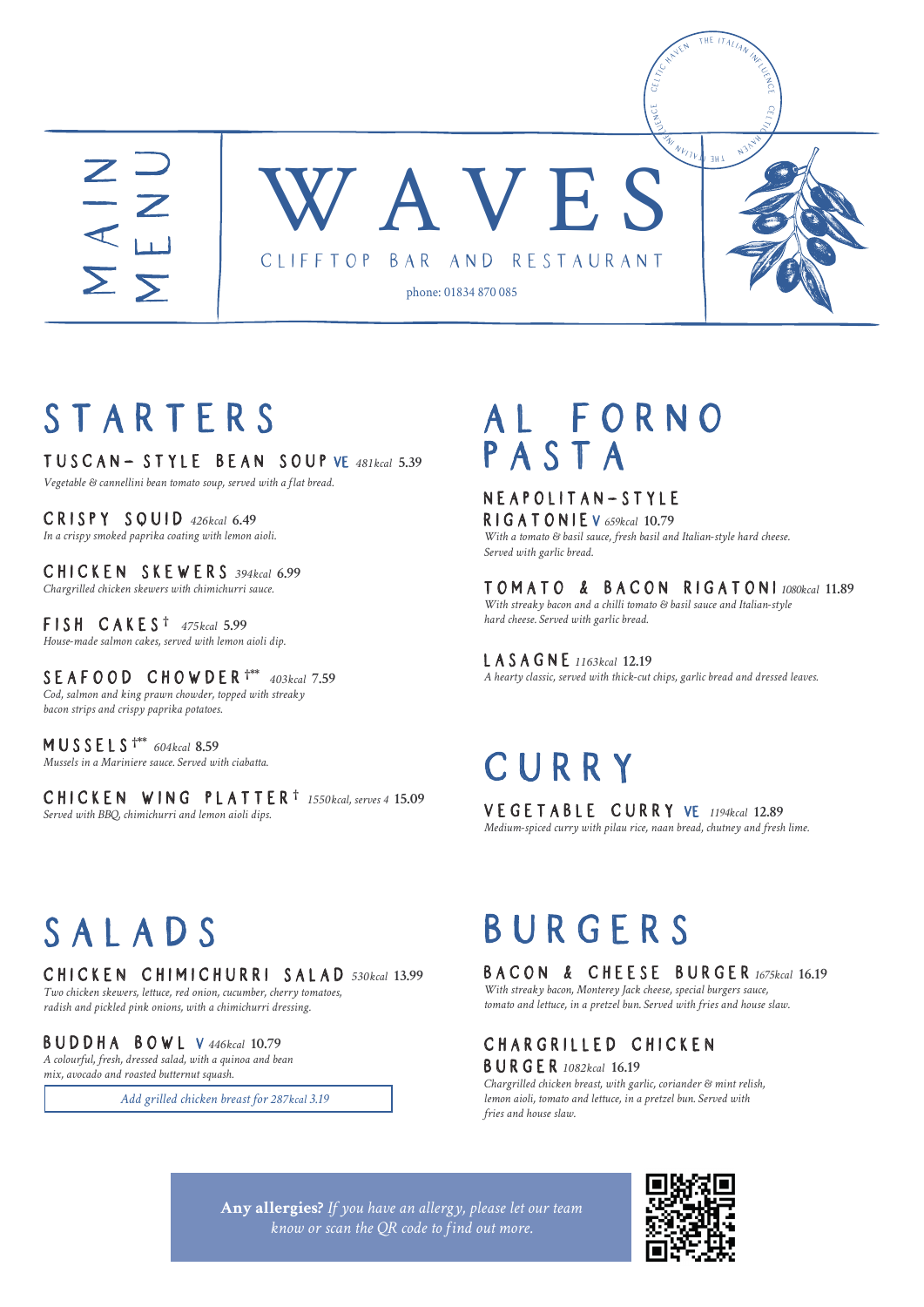# MAIN MENU

# WAVES

CLIFFTOP BAR AND RESTAURANT

phone: 01834 870 085

CELTIC HAVEN · THE ITALIAN INFLUENCE

## STARTERS

### TUSCAN-STYLE BEAN SOUP VE *481kcal* 5.39
*Vegetable & cannellini bean tomato soup, served with a flat bread.*

### CRISPY SQUID *426kcal* 6.49
*In a crispy smoked paprika coating with lemon aioli.*

### CHICKEN SKEWERS *394kcal* 6.99
*Chargrilled chicken skewers with chimichurri sauce.*

### FISH CAKES† *475kcal* 5.99
*House-made salmon cakes, served with lemon aioli dip.*

### SEAFOOD CHOWDER†** *403kcal* 7.59
*Cod, salmon and king prawn chowder, topped with streaky bacon strips and crispy paprika potatoes.*

### MUSSELS†** *604kcal* 8.59
*Mussels in a Mariniere sauce. Served with ciabatta.*

### CHICKEN WING PLATTER† *1550kcal, serves 4* 15.09
*Served with BBQ, chimichurri and lemon aioli dips.*

## AL FORNO PASTA

### NEAPOLITAN-STYLE RIGATONIE V *659kcal* 10.79
*With a tomato & basil sauce, fresh basil and Italian-style hard cheese. Served with garlic bread.*

### TOMATO & BACON RIGATONI *1080kcal* 11.89
*With streaky bacon and a chilli tomato & basil sauce and Italian-style hard cheese. Served with garlic bread.*

### LASAGNE *1163kcal* 12.19
*A hearty classic, served with thick-cut chips, garlic bread and dressed leaves.*

## CURRY

### VEGETABLE CURRY VE *1194kcal* 12.89
*Medium-spiced curry with pilau rice, naan bread, chutney and fresh lime.*

## SALADS

### CHICKEN CHIMICHURRI SALAD *530kcal* 13.99
*Two chicken skewers, lettuce, red onion, cucumber, cherry tomatoes, radish and pickled pink onions, with a chimichurri dressing.*

### BUDDHA BOWL V *446kcal* 10.79
*A colourful, fresh, dressed salad, with a quinoa and bean mix, avocado and roasted butternut squash.*

*Add grilled chicken breast for 287kcal 3.19*

## BURGERS

### BACON & CHEESE BURGER *1675kcal* 16.19
*With streaky bacon, Monterey Jack cheese, special burgers sauce, tomato and lettuce, in a pretzel bun. Served with fries and house slaw.*

### CHARGRILLED CHICKEN BURGER *1082kcal* 16.19
*Chargrilled chicken breast, with garlic, coriander & mint relish, lemon aioli, tomato and lettuce, in a pretzel bun. Served with fries and house slaw.*

**Any allergies?** *If you have an allergy, please let our team know or scan the QR code to find out more.*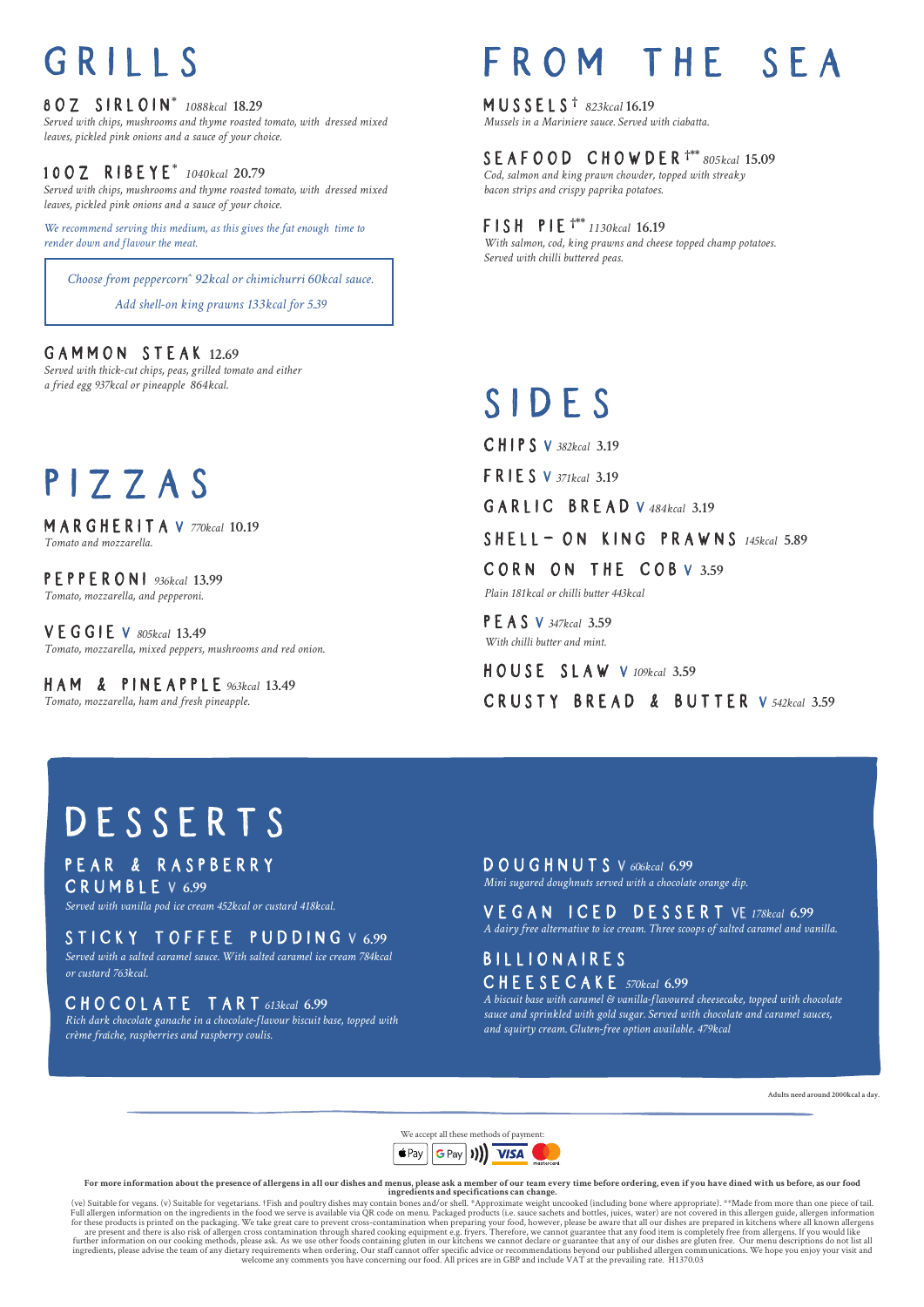# GRILLS

### 8OZ SIRLOIN* *1088kcal* 18.29

*Served with chips, mushrooms and thyme roasted tomato, with dressed mixed leaves, pickled pink onions and a sauce of your choice.*

### 10OZ RIBEYE* *1040kcal* 20.79

*Served with chips, mushrooms and thyme roasted tomato, with dressed mixed leaves, pickled pink onions and a sauce of your choice.*

*We recommend serving this medium, as this gives the fat enough time to render down and flavour the meat.*

*Choose from peppercorn^ 92kcal or chimichurri 60kcal sauce.*

*Add shell-on king prawns 133kcal for 5.39*

### GAMMON STEAK 12.69

*Served with thick-cut chips, peas, grilled tomato and either a fried egg 937kcal or pineapple 864kcal.*

# PIZZAS

### MARGHERITA V *770kcal* 10.19

*Tomato and mozzarella.*

### PEPPERONI *936kcal* 13.99

*Tomato, mozzarella, and pepperoni.*

### VEGGIE V *805kcal* 13.49

*Tomato, mozzarella, mixed peppers, mushrooms and red onion.*

### HAM & PINEAPPLE *963kcal* 13.49

*Tomato, mozzarella, ham and fresh pineapple.*

# FROM THE SEA

### MUSSELS† *823kcal* 16.19

*Mussels in a Mariniere sauce. Served with ciabatta.*

### SEAFOOD CHOWDER†** *805kcal* 15.09

*Cod, salmon and king prawn chowder, topped with streaky bacon strips and crispy paprika potatoes.*

### FISH PIE†** *1130kcal* 16.19

*With salmon, cod, king prawns and cheese topped champ potatoes. Served with chilli buttered peas.*

# SIDES

**CHIPS** V *382kcal* 3.19

**FRIES** V *371kcal* 3.19

**GARLIC BREAD** V *484kcal* 3.19

**SHELL-ON KING PRAWNS** *145kcal* 5.89

**CORN ON THE COB** V 3.59
*Plain 181kcal or chilli butter 443kcal*

**PEAS** V *347kcal* 3.59
*With chilli butter and mint.*

**HOUSE SLAW** V *109kcal* 3.59

**CRUSTY BREAD & BUTTER** V *542kcal* 3.59

# DESSERTS

### PEAR & RASPBERRY CRUMBLE V 6.99

*Served with vanilla pod ice cream 452kcal or custard 418kcal.*

### STICKY TOFFEE PUDDING V 6.99

*Served with a salted caramel sauce. With salted caramel ice cream 784kcal or custard 763kcal.*

### CHOCOLATE TART *613kcal* 6.99

*Rich dark chocolate ganache in a chocolate-flavour biscuit base, topped with crème fraîche, raspberries and raspberry coulis.*

### DOUGHNUTS V *606kcal* 6.99

*Mini sugared doughnuts served with a chocolate orange dip.*

### VEGAN ICED DESSERT VE *178kcal* 6.99

*A dairy free alternative to ice cream. Three scoops of salted caramel and vanilla.*

### BILLIONAIRES CHEESECAKE *570kcal* 6.99

*A biscuit base with caramel & vanilla-flavoured cheesecake, topped with chocolate sauce and sprinkled with gold sugar. Served with chocolate and caramel sauces, and squirty cream. Gluten-free option available. 479kcal*

Adults need around 2000kcal a day.

We accept all these methods of payment:

**For more information about the presence of allergens in all our dishes and menus, please ask a member of our team every time before ordering, even if you have dined with us before, as our food ingredients and specifications can change.**

(ve) Suitable for vegans. (v) Suitable for vegetarians. †Fish and poultry dishes may contain bones and/or shell. *Approximate weight uncooked (including bone where appropriate). **Made from more than one piece of tail. Full allergen information on the ingredients in the food we serve is available via QR code on menu. Packaged products (i.e. sauce sachets and bottles, juices, water) are not covered in this allergen guide, allergen information for these products is printed on the packaging. We take great care to prevent cross-contamination when preparing your food, however, please be aware that all our dishes are prepared in kitchens where all known allergens are present and there is also risk of allergen cross contamination through shared cooking equipment e.g. fryers. Therefore, we cannot guarantee that any food item is completely free from allergens. If you would like further information on our cooking methods, please ask. As we use other foods containing gluten in our kitchens we cannot declare or guarantee that any of our dishes are gluten free. Our menu descriptions do not list all ingredients, please advise the team of any dietary requirements when ordering. Our staff cannot offer specific advice or recommendations beyond our published allergen communications. We hope you enjoy your visit and welcome any comments you have concerning our food. All prices are in GBP and include VAT at the prevailing rate. H1370.03